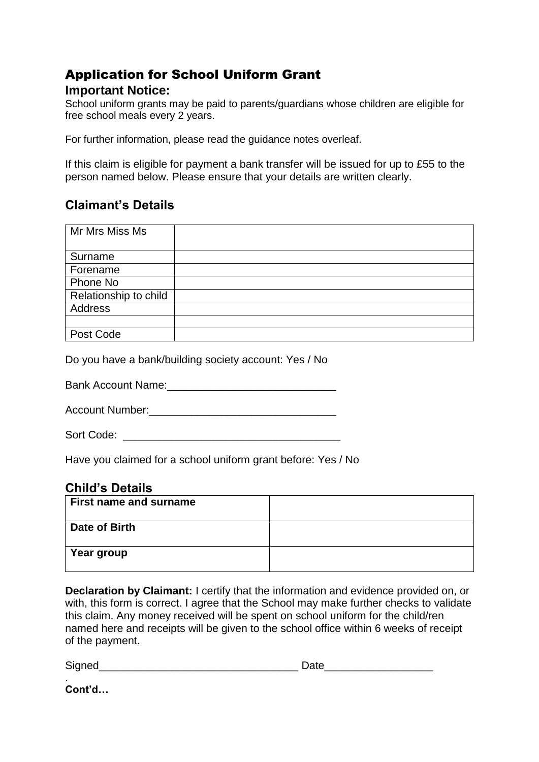# Application for School Uniform Grant

## Important Notice:

School uniform grants may be paid to parents/guardians whose children are eligible for free school meals every 2 years.

For further information, please read the guidance notes overleaf.

If this claim is eligible for payment a bank transfer will be issued for up to £55 to the person named below. Please ensure that your details are written clearly.

## Claimant's Details

| Mr Mrs Miss Ms | |
|---|---|
| Surname | |
| Forename | |
| Phone No | |
| Relationship to child | |
| Address | |
| | |
| Post Code | |

Do you have a bank/building society account: Yes / No

Bank Account Name:____________________________

Account Number:_______________________________

Sort Code: ____________________________________

Have you claimed for a school uniform grant before: Yes / No

## Child's Details

| **First name and surname** | |
|---|---|
| **Date of Birth** | |
| **Year group** | |

**Declaration by Claimant:** I certify that the information and evidence provided on, or with, this form is correct. I agree that the School may make further checks to validate this claim. Any money received will be spent on school uniform for the child/ren named here and receipts will be given to the school office within 6 weeks of receipt of the payment.

Signed_________________________________ Date__________________

.

**Cont'd…**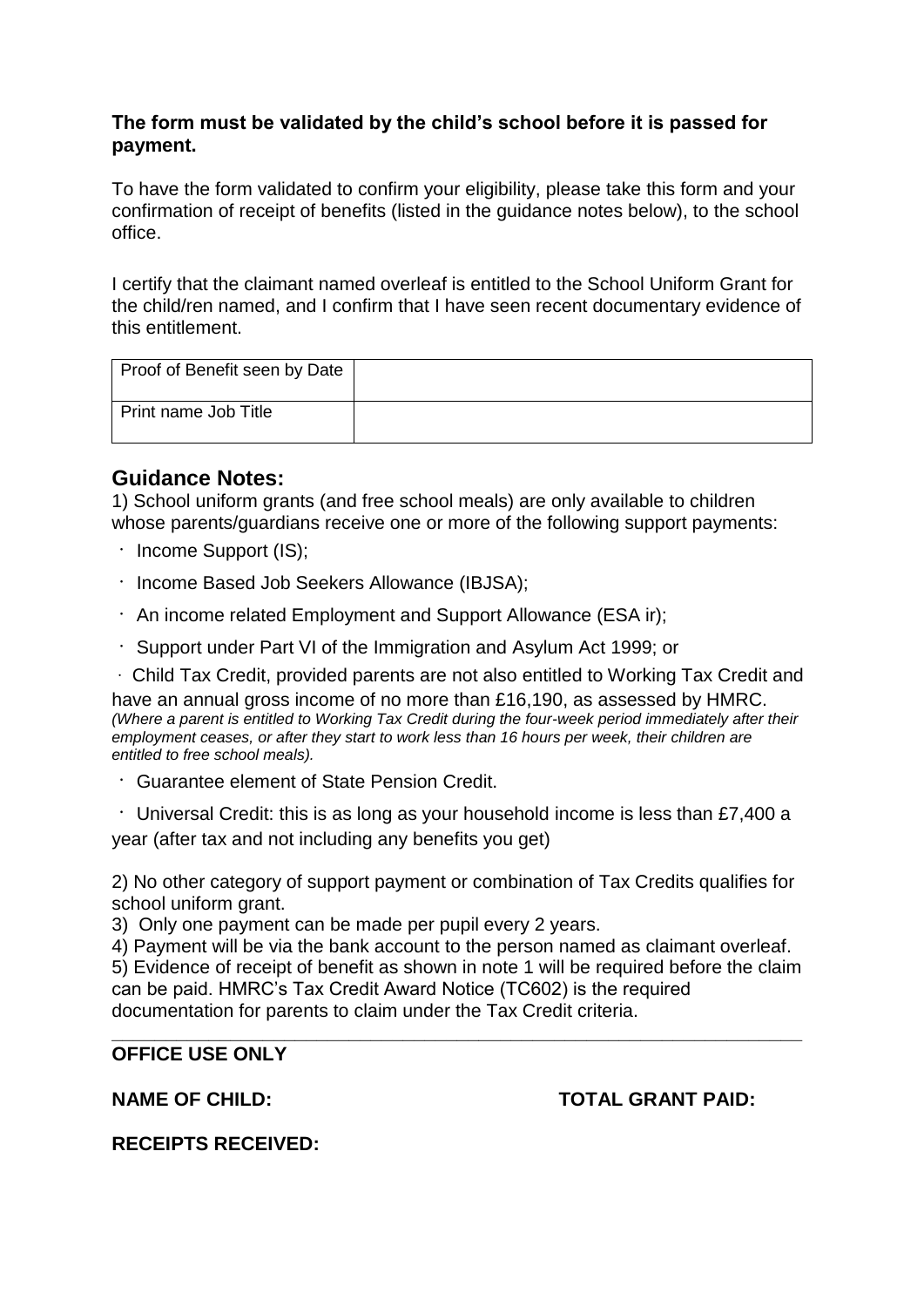**The form must be validated by the child's school before it is passed for payment.**

To have the form validated to confirm your eligibility, please take this form and your confirmation of receipt of benefits (listed in the guidance notes below), to the school office.

I certify that the claimant named overleaf is entitled to the School Uniform Grant for the child/ren named, and I confirm that I have seen recent documentary evidence of this entitlement.

| | |
|---|---|
| Proof of Benefit seen by Date | |
| Print name Job Title | |

## Guidance Notes:

1) School uniform grants (and free school meals) are only available to children whose parents/guardians receive one or more of the following support payments:

- Income Support (IS);
- Income Based Job Seekers Allowance (IBJSA);
- An income related Employment and Support Allowance (ESA ir);
- Support under Part VI of the Immigration and Asylum Act 1999; or
- Child Tax Credit, provided parents are not also entitled to Working Tax Credit and have an annual gross income of no more than £16,190, as assessed by HMRC. *(Where a parent is entitled to Working Tax Credit during the four-week period immediately after their employment ceases, or after they start to work less than 16 hours per week, their children are entitled to free school meals).*
- Guarantee element of State Pension Credit.
- Universal Credit: this is as long as your household income is less than £7,400 a year (after tax and not including any benefits you get)

2) No other category of support payment or combination of Tax Credits qualifies for school uniform grant.

3) Only one payment can be made per pupil every 2 years.

4) Payment will be via the bank account to the person named as claimant overleaf.

5) Evidence of receipt of benefit as shown in note 1 will be required before the claim can be paid. HMRC's Tax Credit Award Notice (TC602) is the required documentation for parents to claim under the Tax Credit criteria.

---

**OFFICE USE ONLY**

**NAME OF CHILD:** **TOTAL GRANT PAID:**

**RECEIPTS RECEIVED:**